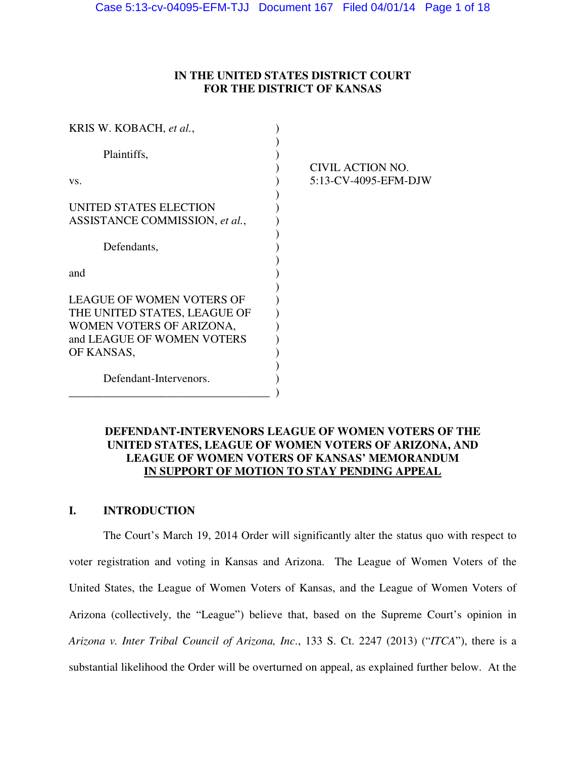**IN THE UNITED STATES DISTRICT COURT**
**FOR THE DISTRICT OF KANSAS**

| | |
|---|---|
| KRIS W. KOBACH, *et al.*,<br><br>Plaintiffs,<br><br>vs.<br><br>UNITED STATES ELECTION ASSISTANCE COMMISSION, *et al.*,<br><br>Defendants,<br><br>and<br><br>LEAGUE OF WOMEN VOTERS OF THE UNITED STATES, LEAGUE OF WOMEN VOTERS OF ARIZONA, and LEAGUE OF WOMEN VOTERS OF KANSAS,<br><br>Defendant-Intervenors. | CIVIL ACTION NO.<br>5:13-CV-4095-EFM-DJW |

**DEFENDANT-INTERVENORS LEAGUE OF WOMEN VOTERS OF THE UNITED STATES, LEAGUE OF WOMEN VOTERS OF ARIZONA, AND LEAGUE OF WOMEN VOTERS OF KANSAS' MEMORANDUM IN SUPPORT OF MOTION TO STAY PENDING APPEAL**

## I. INTRODUCTION

The Court's March 19, 2014 Order will significantly alter the status quo with respect to voter registration and voting in Kansas and Arizona. The League of Women Voters of the United States, the League of Women Voters of Kansas, and the League of Women Voters of Arizona (collectively, the "League") believe that, based on the Supreme Court's opinion in *Arizona v. Inter Tribal Council of Arizona, Inc*., 133 S. Ct. 2247 (2013) ("*ITCA*"), there is a substantial likelihood the Order will be overturned on appeal, as explained further below. At the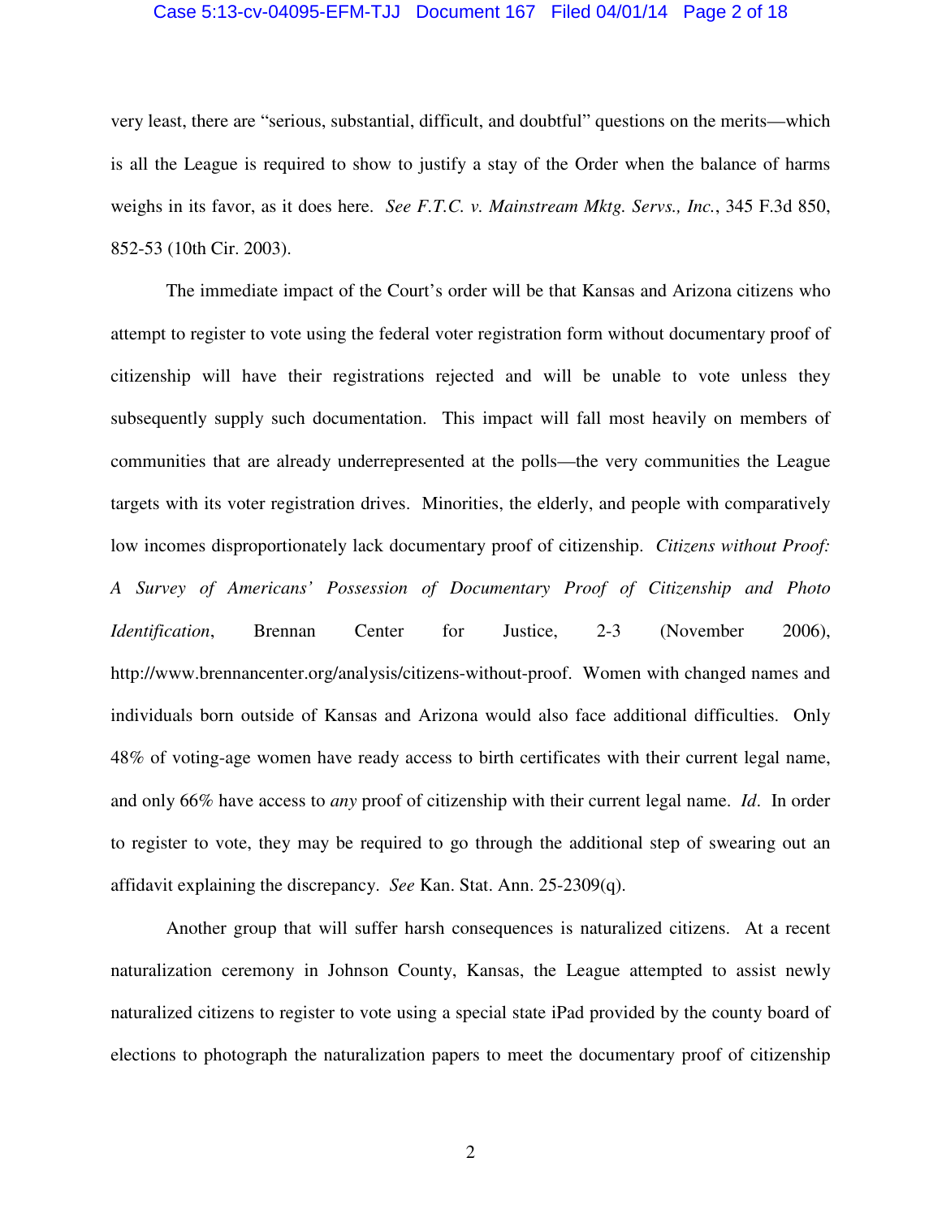very least, there are "serious, substantial, difficult, and doubtful" questions on the merits—which is all the League is required to show to justify a stay of the Order when the balance of harms weighs in its favor, as it does here. *See F.T.C. v. Mainstream Mktg. Servs., Inc.*, 345 F.3d 850, 852-53 (10th Cir. 2003).

The immediate impact of the Court's order will be that Kansas and Arizona citizens who attempt to register to vote using the federal voter registration form without documentary proof of citizenship will have their registrations rejected and will be unable to vote unless they subsequently supply such documentation. This impact will fall most heavily on members of communities that are already underrepresented at the polls—the very communities the League targets with its voter registration drives. Minorities, the elderly, and people with comparatively low incomes disproportionately lack documentary proof of citizenship. *Citizens without Proof: A Survey of Americans' Possession of Documentary Proof of Citizenship and Photo Identification*, Brennan Center for Justice, 2-3 (November 2006), http://www.brennancenter.org/analysis/citizens-without-proof. Women with changed names and individuals born outside of Kansas and Arizona would also face additional difficulties. Only 48% of voting-age women have ready access to birth certificates with their current legal name, and only 66% have access to *any* proof of citizenship with their current legal name. *Id*. In order to register to vote, they may be required to go through the additional step of swearing out an affidavit explaining the discrepancy. *See* Kan. Stat. Ann. 25-2309(q).

Another group that will suffer harsh consequences is naturalized citizens. At a recent naturalization ceremony in Johnson County, Kansas, the League attempted to assist newly naturalized citizens to register to vote using a special state iPad provided by the county board of elections to photograph the naturalization papers to meet the documentary proof of citizenship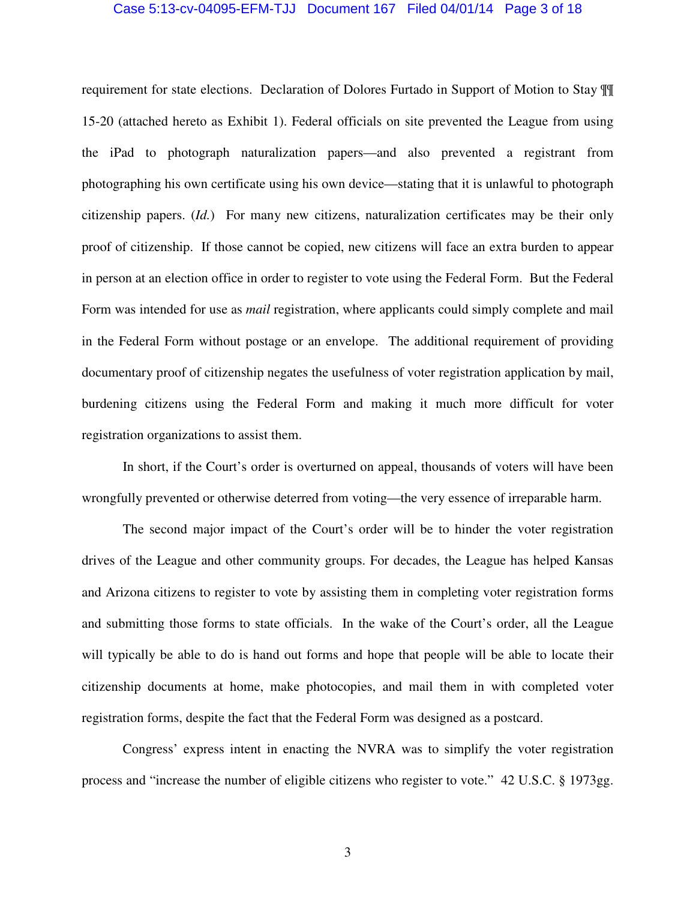requirement for state elections. Declaration of Dolores Furtado in Support of Motion to Stay ¶¶ 15-20 (attached hereto as Exhibit 1). Federal officials on site prevented the League from using the iPad to photograph naturalization papers—and also prevented a registrant from photographing his own certificate using his own device—stating that it is unlawful to photograph citizenship papers. (*Id.*) For many new citizens, naturalization certificates may be their only proof of citizenship. If those cannot be copied, new citizens will face an extra burden to appear in person at an election office in order to register to vote using the Federal Form. But the Federal Form was intended for use as *mail* registration, where applicants could simply complete and mail in the Federal Form without postage or an envelope. The additional requirement of providing documentary proof of citizenship negates the usefulness of voter registration application by mail, burdening citizens using the Federal Form and making it much more difficult for voter registration organizations to assist them.

In short, if the Court's order is overturned on appeal, thousands of voters will have been wrongfully prevented or otherwise deterred from voting—the very essence of irreparable harm.

The second major impact of the Court's order will be to hinder the voter registration drives of the League and other community groups. For decades, the League has helped Kansas and Arizona citizens to register to vote by assisting them in completing voter registration forms and submitting those forms to state officials. In the wake of the Court's order, all the League will typically be able to do is hand out forms and hope that people will be able to locate their citizenship documents at home, make photocopies, and mail them in with completed voter registration forms, despite the fact that the Federal Form was designed as a postcard.

Congress' express intent in enacting the NVRA was to simplify the voter registration process and "increase the number of eligible citizens who register to vote." 42 U.S.C. § 1973gg.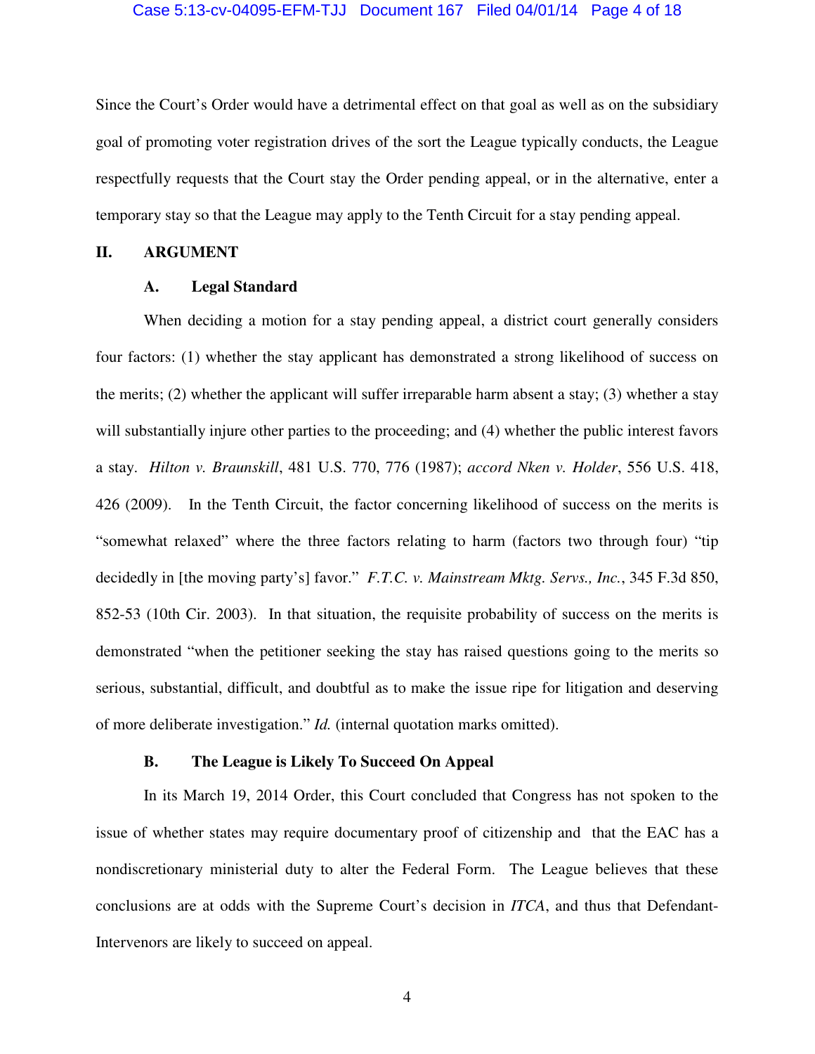Since the Court's Order would have a detrimental effect on that goal as well as on the subsidiary goal of promoting voter registration drives of the sort the League typically conducts, the League respectfully requests that the Court stay the Order pending appeal, or in the alternative, enter a temporary stay so that the League may apply to the Tenth Circuit for a stay pending appeal.

## II. ARGUMENT

### A. Legal Standard

When deciding a motion for a stay pending appeal, a district court generally considers four factors: (1) whether the stay applicant has demonstrated a strong likelihood of success on the merits; (2) whether the applicant will suffer irreparable harm absent a stay; (3) whether a stay will substantially injure other parties to the proceeding; and (4) whether the public interest favors a stay. *Hilton v. Braunskill*, 481 U.S. 770, 776 (1987); *accord Nken v. Holder*, 556 U.S. 418, 426 (2009). In the Tenth Circuit, the factor concerning likelihood of success on the merits is "somewhat relaxed" where the three factors relating to harm (factors two through four) "tip decidedly in [the moving party's] favor." *F.T.C. v. Mainstream Mktg. Servs., Inc.*, 345 F.3d 850, 852-53 (10th Cir. 2003). In that situation, the requisite probability of success on the merits is demonstrated "when the petitioner seeking the stay has raised questions going to the merits so serious, substantial, difficult, and doubtful as to make the issue ripe for litigation and deserving of more deliberate investigation." *Id.* (internal quotation marks omitted).

### B. The League is Likely To Succeed On Appeal

In its March 19, 2014 Order, this Court concluded that Congress has not spoken to the issue of whether states may require documentary proof of citizenship and that the EAC has a nondiscretionary ministerial duty to alter the Federal Form. The League believes that these conclusions are at odds with the Supreme Court's decision in *ITCA*, and thus that Defendant-Intervenors are likely to succeed on appeal.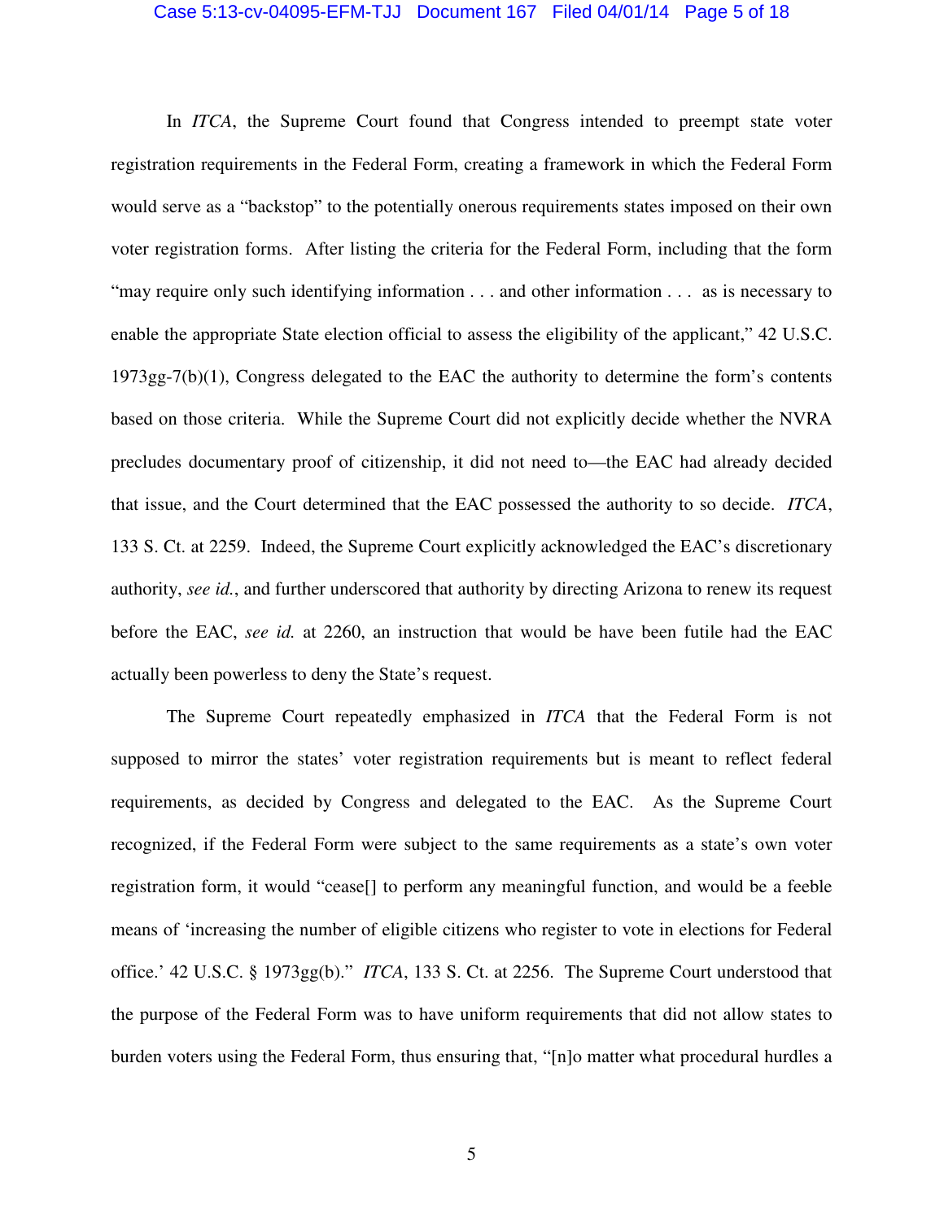In *ITCA*, the Supreme Court found that Congress intended to preempt state voter registration requirements in the Federal Form, creating a framework in which the Federal Form would serve as a "backstop" to the potentially onerous requirements states imposed on their own voter registration forms. After listing the criteria for the Federal Form, including that the form "may require only such identifying information . . . and other information . . . as is necessary to enable the appropriate State election official to assess the eligibility of the applicant," 42 U.S.C. 1973gg-7(b)(1), Congress delegated to the EAC the authority to determine the form's contents based on those criteria. While the Supreme Court did not explicitly decide whether the NVRA precludes documentary proof of citizenship, it did not need to—the EAC had already decided that issue, and the Court determined that the EAC possessed the authority to so decide. *ITCA*, 133 S. Ct. at 2259. Indeed, the Supreme Court explicitly acknowledged the EAC's discretionary authority, *see id.*, and further underscored that authority by directing Arizona to renew its request before the EAC, *see id.* at 2260, an instruction that would be have been futile had the EAC actually been powerless to deny the State's request.

The Supreme Court repeatedly emphasized in *ITCA* that the Federal Form is not supposed to mirror the states' voter registration requirements but is meant to reflect federal requirements, as decided by Congress and delegated to the EAC. As the Supreme Court recognized, if the Federal Form were subject to the same requirements as a state's own voter registration form, it would "cease[] to perform any meaningful function, and would be a feeble means of 'increasing the number of eligible citizens who register to vote in elections for Federal office.' 42 U.S.C. § 1973gg(b)." *ITCA*, 133 S. Ct. at 2256. The Supreme Court understood that the purpose of the Federal Form was to have uniform requirements that did not allow states to burden voters using the Federal Form, thus ensuring that, "[n]o matter what procedural hurdles a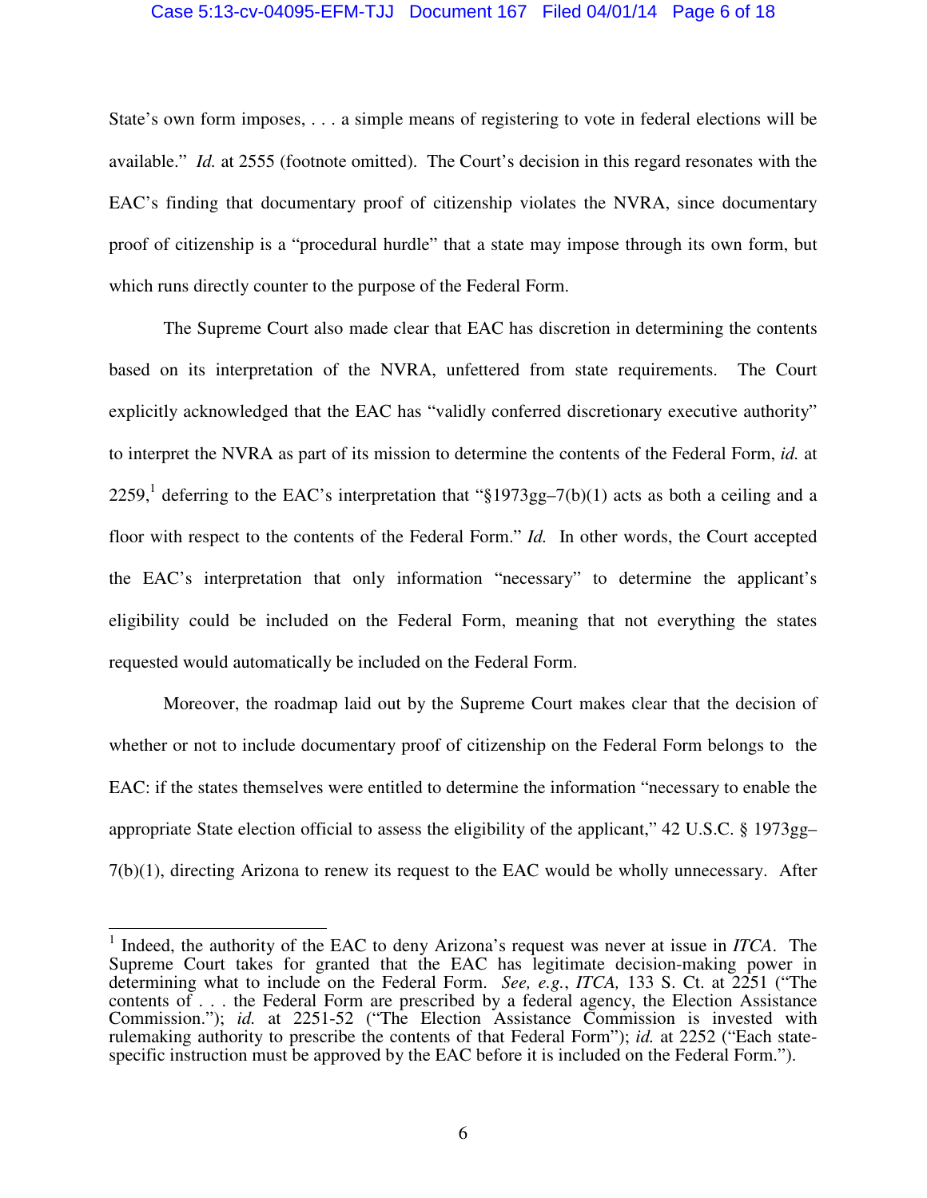State's own form imposes, . . . a simple means of registering to vote in federal elections will be available." *Id.* at 2555 (footnote omitted). The Court's decision in this regard resonates with the EAC's finding that documentary proof of citizenship violates the NVRA, since documentary proof of citizenship is a "procedural hurdle" that a state may impose through its own form, but which runs directly counter to the purpose of the Federal Form.

The Supreme Court also made clear that EAC has discretion in determining the contents based on its interpretation of the NVRA, unfettered from state requirements. The Court explicitly acknowledged that the EAC has "validly conferred discretionary executive authority" to interpret the NVRA as part of its mission to determine the contents of the Federal Form, *id.* at 2259,[1] deferring to the EAC's interpretation that "§1973gg–7(b)(1) acts as both a ceiling and a floor with respect to the contents of the Federal Form." *Id.* In other words, the Court accepted the EAC's interpretation that only information "necessary" to determine the applicant's eligibility could be included on the Federal Form, meaning that not everything the states requested would automatically be included on the Federal Form.

Moreover, the roadmap laid out by the Supreme Court makes clear that the decision of whether or not to include documentary proof of citizenship on the Federal Form belongs to the EAC: if the states themselves were entitled to determine the information "necessary to enable the appropriate State election official to assess the eligibility of the applicant," 42 U.S.C. § 1973gg–7(b)(1), directing Arizona to renew its request to the EAC would be wholly unnecessary. After

---

[1] Indeed, the authority of the EAC to deny Arizona's request was never at issue in *ITCA*. The Supreme Court takes for granted that the EAC has legitimate decision-making power in determining what to include on the Federal Form. *See, e.g.*, *ITCA,* 133 S. Ct. at 2251 ("The contents of . . . the Federal Form are prescribed by a federal agency, the Election Assistance Commission."); *id.* at 2251-52 ("The Election Assistance Commission is invested with rulemaking authority to prescribe the contents of that Federal Form"); *id.* at 2252 ("Each state-specific instruction must be approved by the EAC before it is included on the Federal Form.").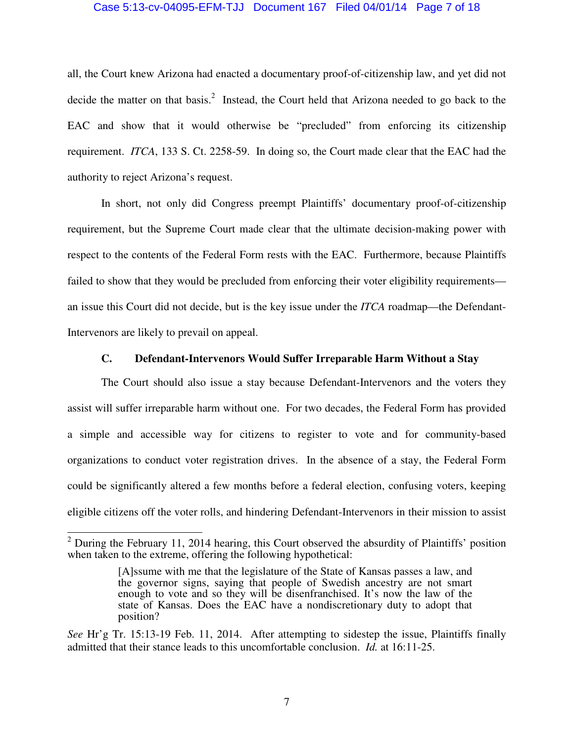all, the Court knew Arizona had enacted a documentary proof-of-citizenship law, and yet did not decide the matter on that basis.[2] Instead, the Court held that Arizona needed to go back to the EAC and show that it would otherwise be "precluded" from enforcing its citizenship requirement. *ITCA*, 133 S. Ct. 2258-59. In doing so, the Court made clear that the EAC had the authority to reject Arizona's request.

In short, not only did Congress preempt Plaintiffs' documentary proof-of-citizenship requirement, but the Supreme Court made clear that the ultimate decision-making power with respect to the contents of the Federal Form rests with the EAC. Furthermore, because Plaintiffs failed to show that they would be precluded from enforcing their voter eligibility requirements—an issue this Court did not decide, but is the key issue under the *ITCA* roadmap—the Defendant-Intervenors are likely to prevail on appeal.

### C. Defendant-Intervenors Would Suffer Irreparable Harm Without a Stay

The Court should also issue a stay because Defendant-Intervenors and the voters they assist will suffer irreparable harm without one. For two decades, the Federal Form has provided a simple and accessible way for citizens to register to vote and for community-based organizations to conduct voter registration drives. In the absence of a stay, the Federal Form could be significantly altered a few months before a federal election, confusing voters, keeping eligible citizens off the voter rolls, and hindering Defendant-Intervenors in their mission to assist

---

[2] During the February 11, 2014 hearing, this Court observed the absurdity of Plaintiffs' position when taken to the extreme, offering the following hypothetical:

> [A]ssume with me that the legislature of the State of Kansas passes a law, and the governor signs, saying that people of Swedish ancestry are not smart enough to vote and so they will be disenfranchised. It's now the law of the state of Kansas. Does the EAC have a nondiscretionary duty to adopt that position?

*See* Hr'g Tr. 15:13-19 Feb. 11, 2014. After attempting to sidestep the issue, Plaintiffs finally admitted that their stance leads to this uncomfortable conclusion. *Id.* at 16:11-25.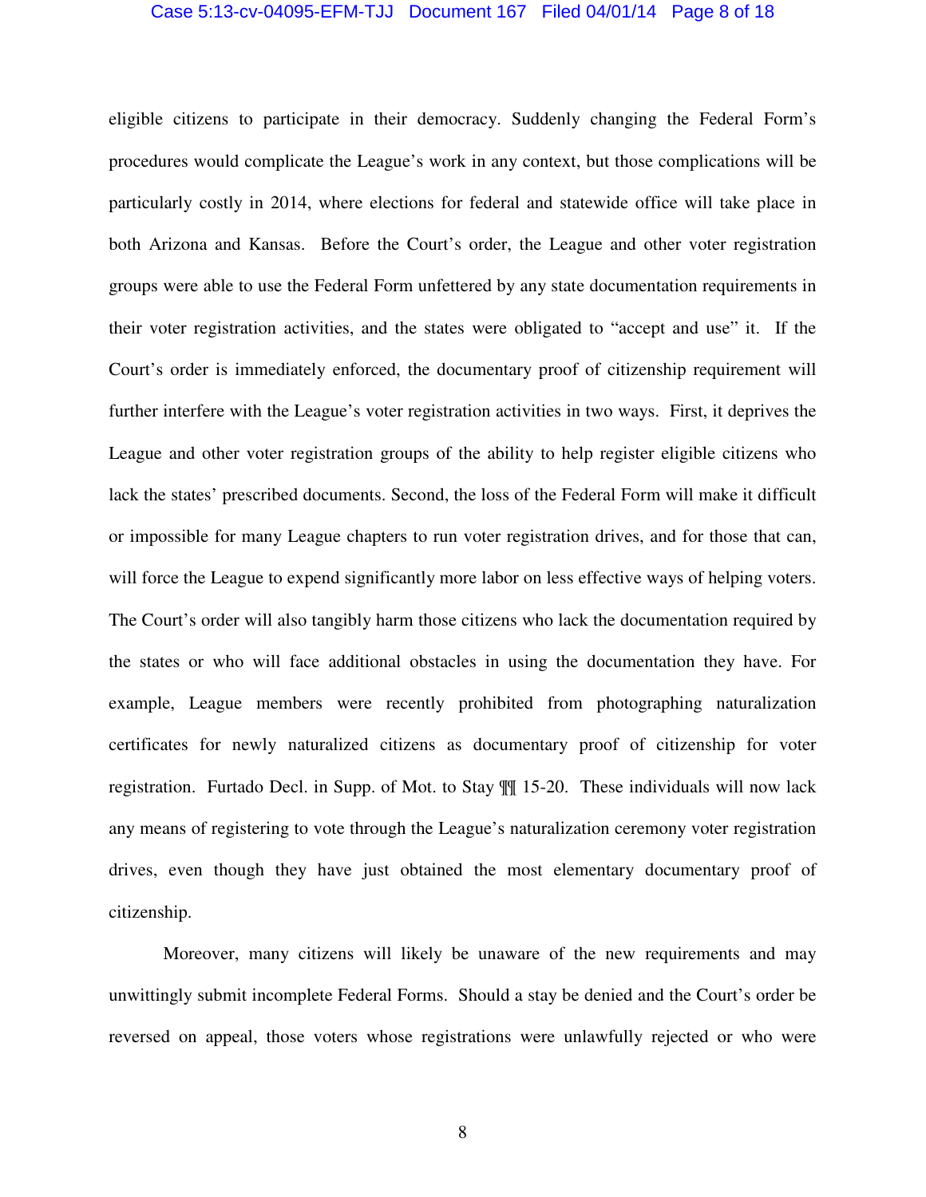eligible citizens to participate in their democracy. Suddenly changing the Federal Form's procedures would complicate the League's work in any context, but those complications will be particularly costly in 2014, where elections for federal and statewide office will take place in both Arizona and Kansas. Before the Court's order, the League and other voter registration groups were able to use the Federal Form unfettered by any state documentation requirements in their voter registration activities, and the states were obligated to "accept and use" it. If the Court's order is immediately enforced, the documentary proof of citizenship requirement will further interfere with the League's voter registration activities in two ways. First, it deprives the League and other voter registration groups of the ability to help register eligible citizens who lack the states' prescribed documents. Second, the loss of the Federal Form will make it difficult or impossible for many League chapters to run voter registration drives, and for those that can, will force the League to expend significantly more labor on less effective ways of helping voters. The Court's order will also tangibly harm those citizens who lack the documentation required by the states or who will face additional obstacles in using the documentation they have. For example, League members were recently prohibited from photographing naturalization certificates for newly naturalized citizens as documentary proof of citizenship for voter registration. Furtado Decl. in Supp. of Mot. to Stay ¶¶ 15-20. These individuals will now lack any means of registering to vote through the League's naturalization ceremony voter registration drives, even though they have just obtained the most elementary documentary proof of citizenship.

Moreover, many citizens will likely be unaware of the new requirements and may unwittingly submit incomplete Federal Forms. Should a stay be denied and the Court's order be reversed on appeal, those voters whose registrations were unlawfully rejected or who were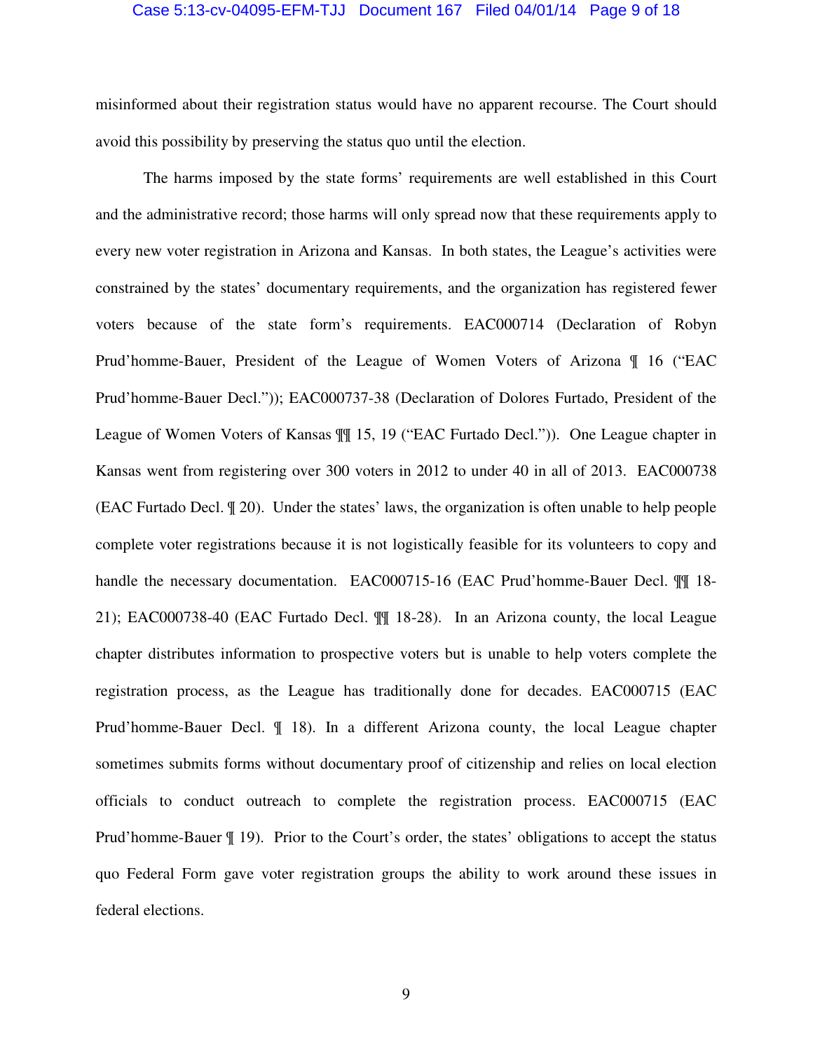misinformed about their registration status would have no apparent recourse. The Court should avoid this possibility by preserving the status quo until the election.

The harms imposed by the state forms' requirements are well established in this Court and the administrative record; those harms will only spread now that these requirements apply to every new voter registration in Arizona and Kansas. In both states, the League's activities were constrained by the states' documentary requirements, and the organization has registered fewer voters because of the state form's requirements. EAC000714 (Declaration of Robyn Prud'homme-Bauer, President of the League of Women Voters of Arizona ¶ 16 ("EAC Prud'homme-Bauer Decl.")); EAC000737-38 (Declaration of Dolores Furtado, President of the League of Women Voters of Kansas ¶¶ 15, 19 ("EAC Furtado Decl.")). One League chapter in Kansas went from registering over 300 voters in 2012 to under 40 in all of 2013. EAC000738 (EAC Furtado Decl. ¶ 20). Under the states' laws, the organization is often unable to help people complete voter registrations because it is not logistically feasible for its volunteers to copy and handle the necessary documentation. EAC000715-16 (EAC Prud'homme-Bauer Decl. ¶¶ 18-21); EAC000738-40 (EAC Furtado Decl. ¶¶ 18-28). In an Arizona county, the local League chapter distributes information to prospective voters but is unable to help voters complete the registration process, as the League has traditionally done for decades. EAC000715 (EAC Prud'homme-Bauer Decl. ¶ 18). In a different Arizona county, the local League chapter sometimes submits forms without documentary proof of citizenship and relies on local election officials to conduct outreach to complete the registration process. EAC000715 (EAC Prud'homme-Bauer ¶ 19). Prior to the Court's order, the states' obligations to accept the status quo Federal Form gave voter registration groups the ability to work around these issues in federal elections.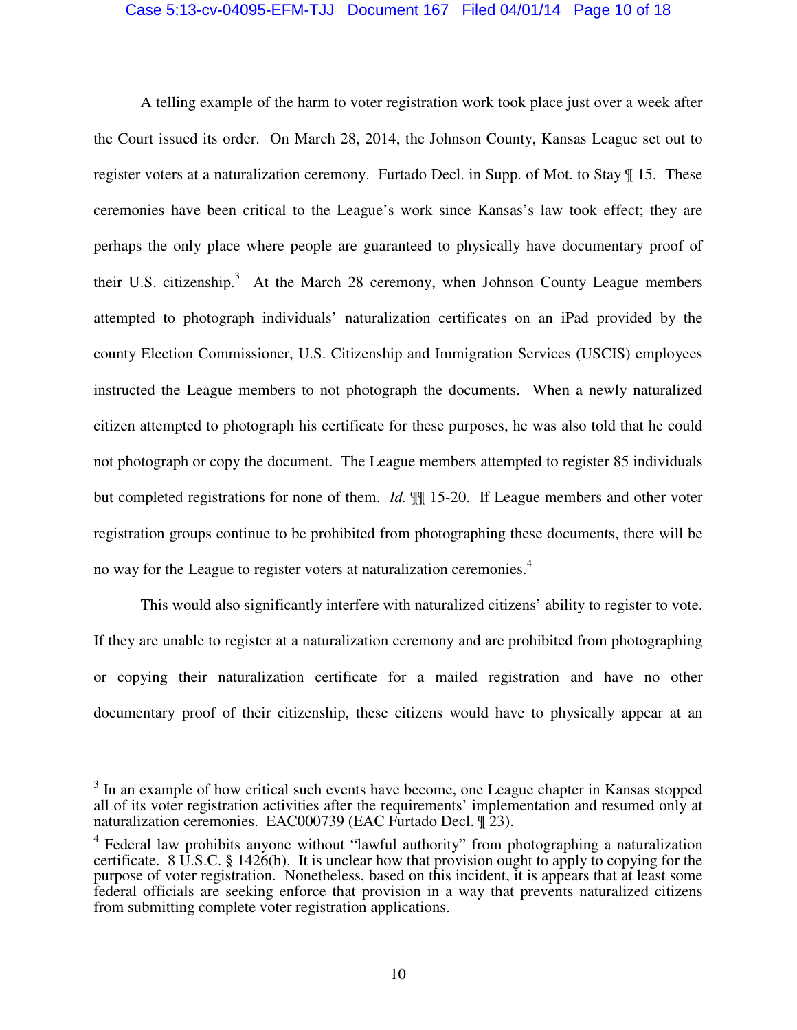A telling example of the harm to voter registration work took place just over a week after the Court issued its order. On March 28, 2014, the Johnson County, Kansas League set out to register voters at a naturalization ceremony. Furtado Decl. in Supp. of Mot. to Stay ¶ 15. These ceremonies have been critical to the League's work since Kansas's law took effect; they are perhaps the only place where people are guaranteed to physically have documentary proof of their U.S. citizenship.[3] At the March 28 ceremony, when Johnson County League members attempted to photograph individuals' naturalization certificates on an iPad provided by the county Election Commissioner, U.S. Citizenship and Immigration Services (USCIS) employees instructed the League members to not photograph the documents. When a newly naturalized citizen attempted to photograph his certificate for these purposes, he was also told that he could not photograph or copy the document. The League members attempted to register 85 individuals but completed registrations for none of them. *Id.* ¶¶ 15-20. If League members and other voter registration groups continue to be prohibited from photographing these documents, there will be no way for the League to register voters at naturalization ceremonies.[4]

This would also significantly interfere with naturalized citizens' ability to register to vote. If they are unable to register at a naturalization ceremony and are prohibited from photographing or copying their naturalization certificate for a mailed registration and have no other documentary proof of their citizenship, these citizens would have to physically appear at an

---

[3] In an example of how critical such events have become, one League chapter in Kansas stopped all of its voter registration activities after the requirements' implementation and resumed only at naturalization ceremonies. EAC000739 (EAC Furtado Decl. ¶ 23).

[4] Federal law prohibits anyone without "lawful authority" from photographing a naturalization certificate. 8 U.S.C. § 1426(h). It is unclear how that provision ought to apply to copying for the purpose of voter registration. Nonetheless, based on this incident, it is appears that at least some federal officials are seeking enforce that provision in a way that prevents naturalized citizens from submitting complete voter registration applications.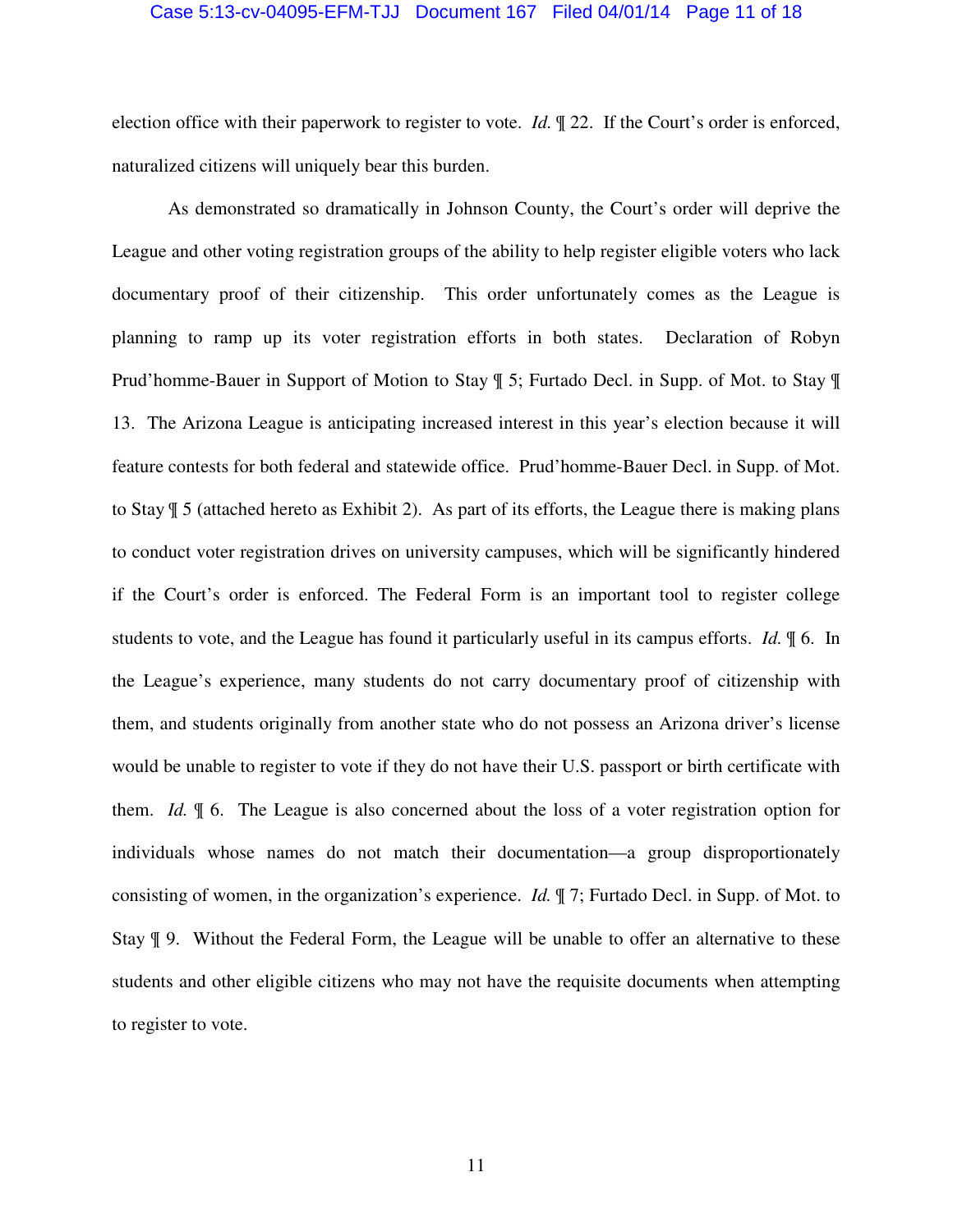election office with their paperwork to register to vote. *Id.* ¶ 22. If the Court's order is enforced, naturalized citizens will uniquely bear this burden.

As demonstrated so dramatically in Johnson County, the Court's order will deprive the League and other voting registration groups of the ability to help register eligible voters who lack documentary proof of their citizenship. This order unfortunately comes as the League is planning to ramp up its voter registration efforts in both states. Declaration of Robyn Prud'homme-Bauer in Support of Motion to Stay ¶ 5; Furtado Decl. in Supp. of Mot. to Stay ¶ 13. The Arizona League is anticipating increased interest in this year's election because it will feature contests for both federal and statewide office. Prud'homme-Bauer Decl. in Supp. of Mot. to Stay ¶ 5 (attached hereto as Exhibit 2). As part of its efforts, the League there is making plans to conduct voter registration drives on university campuses, which will be significantly hindered if the Court's order is enforced. The Federal Form is an important tool to register college students to vote, and the League has found it particularly useful in its campus efforts. *Id.* ¶ 6. In the League's experience, many students do not carry documentary proof of citizenship with them, and students originally from another state who do not possess an Arizona driver's license would be unable to register to vote if they do not have their U.S. passport or birth certificate with them. *Id.* ¶ 6. The League is also concerned about the loss of a voter registration option for individuals whose names do not match their documentation—a group disproportionately consisting of women, in the organization's experience. *Id.* ¶ 7; Furtado Decl. in Supp. of Mot. to Stay ¶ 9. Without the Federal Form, the League will be unable to offer an alternative to these students and other eligible citizens who may not have the requisite documents when attempting to register to vote.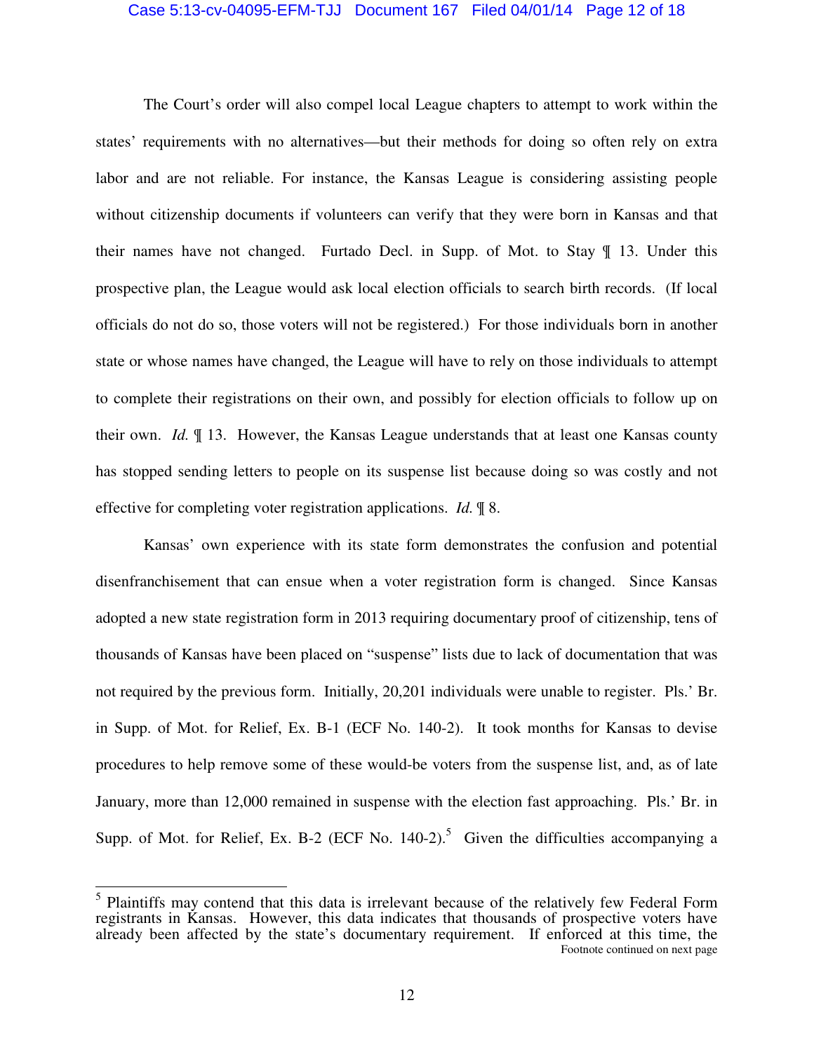The Court's order will also compel local League chapters to attempt to work within the states' requirements with no alternatives—but their methods for doing so often rely on extra labor and are not reliable. For instance, the Kansas League is considering assisting people without citizenship documents if volunteers can verify that they were born in Kansas and that their names have not changed. Furtado Decl. in Supp. of Mot. to Stay ¶ 13. Under this prospective plan, the League would ask local election officials to search birth records. (If local officials do not do so, those voters will not be registered.) For those individuals born in another state or whose names have changed, the League will have to rely on those individuals to attempt to complete their registrations on their own, and possibly for election officials to follow up on their own. *Id.* ¶ 13. However, the Kansas League understands that at least one Kansas county has stopped sending letters to people on its suspense list because doing so was costly and not effective for completing voter registration applications. *Id.* ¶ 8.

Kansas' own experience with its state form demonstrates the confusion and potential disenfranchisement that can ensue when a voter registration form is changed. Since Kansas adopted a new state registration form in 2013 requiring documentary proof of citizenship, tens of thousands of Kansas have been placed on "suspense" lists due to lack of documentation that was not required by the previous form. Initially, 20,201 individuals were unable to register. Pls.' Br. in Supp. of Mot. for Relief, Ex. B-1 (ECF No. 140-2). It took months for Kansas to devise procedures to help remove some of these would-be voters from the suspense list, and, as of late January, more than 12,000 remained in suspense with the election fast approaching. Pls.' Br. in Supp. of Mot. for Relief, Ex. B-2 (ECF No. 140-2).[5] Given the difficulties accompanying a

---

[5] Plaintiffs may contend that this data is irrelevant because of the relatively few Federal Form registrants in Kansas. However, this data indicates that thousands of prospective voters have already been affected by the state's documentary requirement. If enforced at this time, the

Footnote continued on next page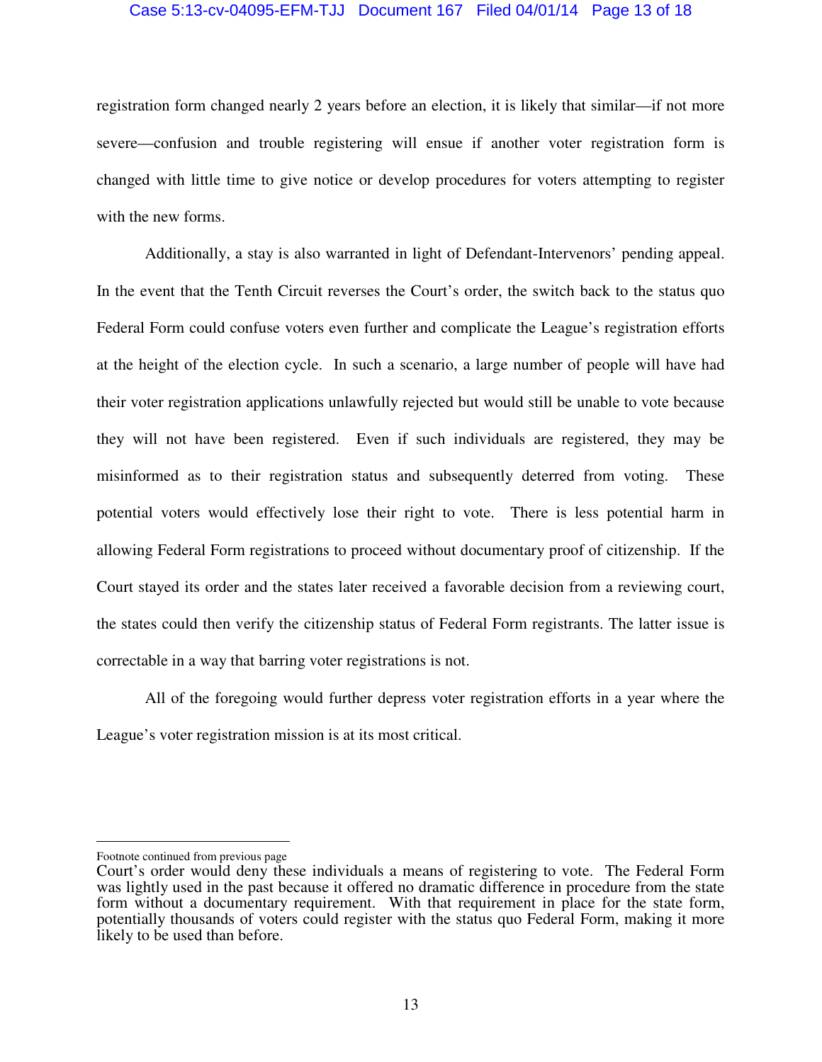registration form changed nearly 2 years before an election, it is likely that similar—if not more severe—confusion and trouble registering will ensue if another voter registration form is changed with little time to give notice or develop procedures for voters attempting to register with the new forms.

Additionally, a stay is also warranted in light of Defendant-Intervenors' pending appeal. In the event that the Tenth Circuit reverses the Court's order, the switch back to the status quo Federal Form could confuse voters even further and complicate the League's registration efforts at the height of the election cycle. In such a scenario, a large number of people will have had their voter registration applications unlawfully rejected but would still be unable to vote because they will not have been registered. Even if such individuals are registered, they may be misinformed as to their registration status and subsequently deterred from voting. These potential voters would effectively lose their right to vote. There is less potential harm in allowing Federal Form registrations to proceed without documentary proof of citizenship. If the Court stayed its order and the states later received a favorable decision from a reviewing court, the states could then verify the citizenship status of Federal Form registrants. The latter issue is correctable in a way that barring voter registrations is not.

All of the foregoing would further depress voter registration efforts in a year where the League's voter registration mission is at its most critical.

---

Footnote continued from previous page

Court's order would deny these individuals a means of registering to vote. The Federal Form was lightly used in the past because it offered no dramatic difference in procedure from the state form without a documentary requirement. With that requirement in place for the state form, potentially thousands of voters could register with the status quo Federal Form, making it more likely to be used than before.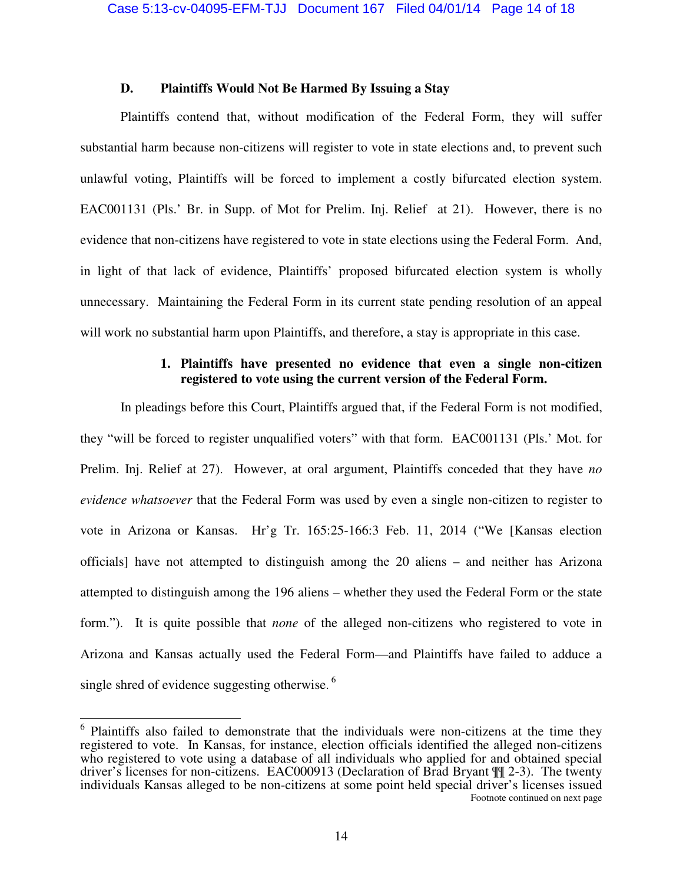### D. Plaintiffs Would Not Be Harmed By Issuing a Stay

Plaintiffs contend that, without modification of the Federal Form, they will suffer substantial harm because non-citizens will register to vote in state elections and, to prevent such unlawful voting, Plaintiffs will be forced to implement a costly bifurcated election system. EAC001131 (Pls.' Br. in Supp. of Mot for Prelim. Inj. Relief at 21). However, there is no evidence that non-citizens have registered to vote in state elections using the Federal Form. And, in light of that lack of evidence, Plaintiffs' proposed bifurcated election system is wholly unnecessary. Maintaining the Federal Form in its current state pending resolution of an appeal will work no substantial harm upon Plaintiffs, and therefore, a stay is appropriate in this case.

#### 1. Plaintiffs have presented no evidence that even a single non-citizen registered to vote using the current version of the Federal Form.

In pleadings before this Court, Plaintiffs argued that, if the Federal Form is not modified, they "will be forced to register unqualified voters" with that form. EAC001131 (Pls.' Mot. for Prelim. Inj. Relief at 27). However, at oral argument, Plaintiffs conceded that they have *no evidence whatsoever* that the Federal Form was used by even a single non-citizen to register to vote in Arizona or Kansas. Hr'g Tr. 165:25-166:3 Feb. 11, 2014 ("We [Kansas election officials] have not attempted to distinguish among the 20 aliens – and neither has Arizona attempted to distinguish among the 196 aliens – whether they used the Federal Form or the state form."). It is quite possible that *none* of the alleged non-citizens who registered to vote in Arizona and Kansas actually used the Federal Form—and Plaintiffs have failed to adduce a single shred of evidence suggesting otherwise. [6]

---

[6] Plaintiffs also failed to demonstrate that the individuals were non-citizens at the time they registered to vote. In Kansas, for instance, election officials identified the alleged non-citizens who registered to vote using a database of all individuals who applied for and obtained special driver's licenses for non-citizens. EAC000913 (Declaration of Brad Bryant ¶¶ 2-3). The twenty individuals Kansas alleged to be non-citizens at some point held special driver's licenses issued

Footnote continued on next page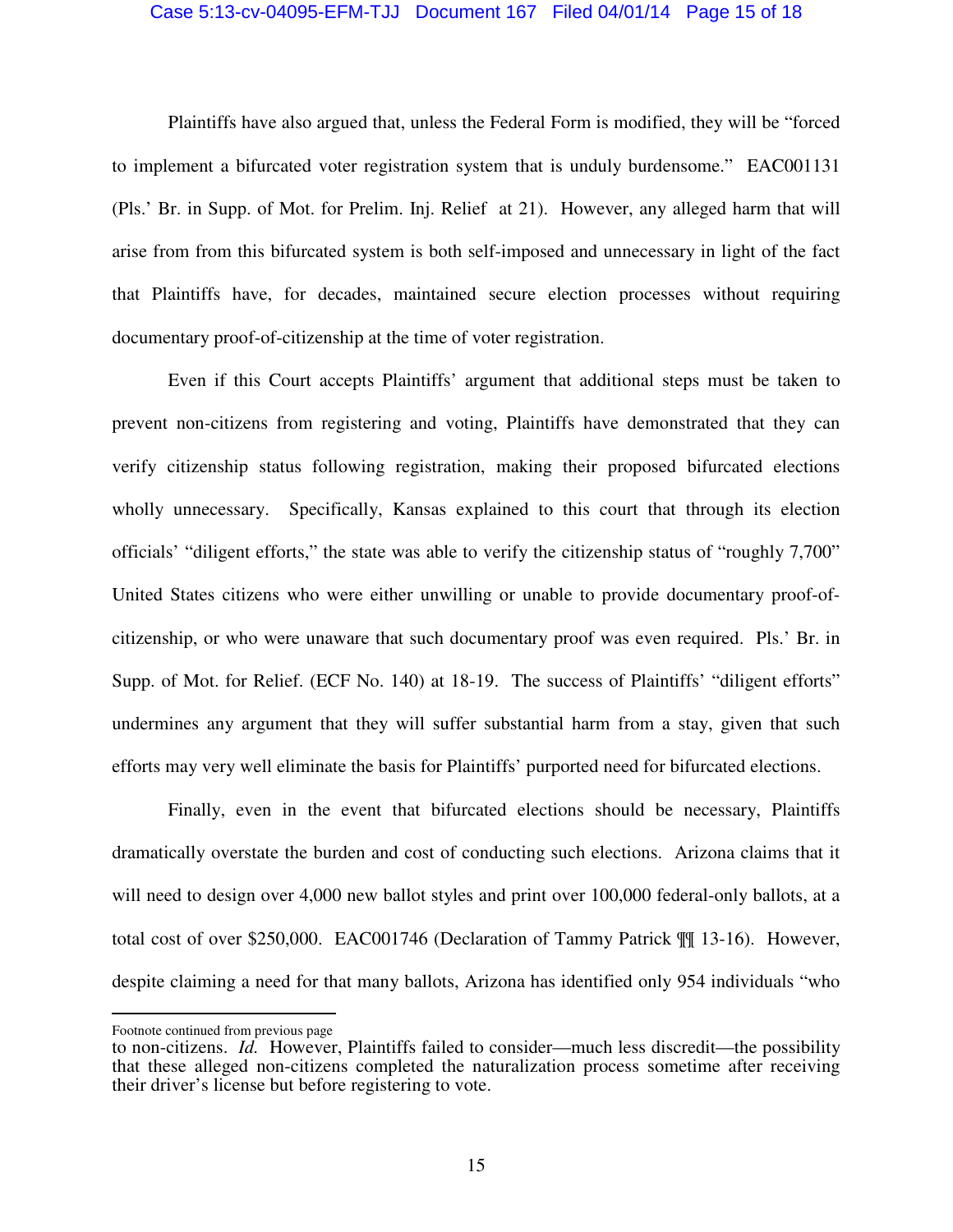Plaintiffs have also argued that, unless the Federal Form is modified, they will be "forced to implement a bifurcated voter registration system that is unduly burdensome." EAC001131 (Pls.' Br. in Supp. of Mot. for Prelim. Inj. Relief at 21). However, any alleged harm that will arise from from this bifurcated system is both self-imposed and unnecessary in light of the fact that Plaintiffs have, for decades, maintained secure election processes without requiring documentary proof-of-citizenship at the time of voter registration.

Even if this Court accepts Plaintiffs' argument that additional steps must be taken to prevent non-citizens from registering and voting, Plaintiffs have demonstrated that they can verify citizenship status following registration, making their proposed bifurcated elections wholly unnecessary. Specifically, Kansas explained to this court that through its election officials' "diligent efforts," the state was able to verify the citizenship status of "roughly 7,700" United States citizens who were either unwilling or unable to provide documentary proof-of-citizenship, or who were unaware that such documentary proof was even required. Pls.' Br. in Supp. of Mot. for Relief. (ECF No. 140) at 18-19. The success of Plaintiffs' "diligent efforts" undermines any argument that they will suffer substantial harm from a stay, given that such efforts may very well eliminate the basis for Plaintiffs' purported need for bifurcated elections.

Finally, even in the event that bifurcated elections should be necessary, Plaintiffs dramatically overstate the burden and cost of conducting such elections. Arizona claims that it will need to design over 4,000 new ballot styles and print over 100,000 federal-only ballots, at a total cost of over $250,000. EAC001746 (Declaration of Tammy Patrick ¶¶ 13-16). However, despite claiming a need for that many ballots, Arizona has identified only 954 individuals "who

---

Footnote continued from previous page

to non-citizens. *Id.* However, Plaintiffs failed to consider—much less discredit—the possibility that these alleged non-citizens completed the naturalization process sometime after receiving their driver's license but before registering to vote.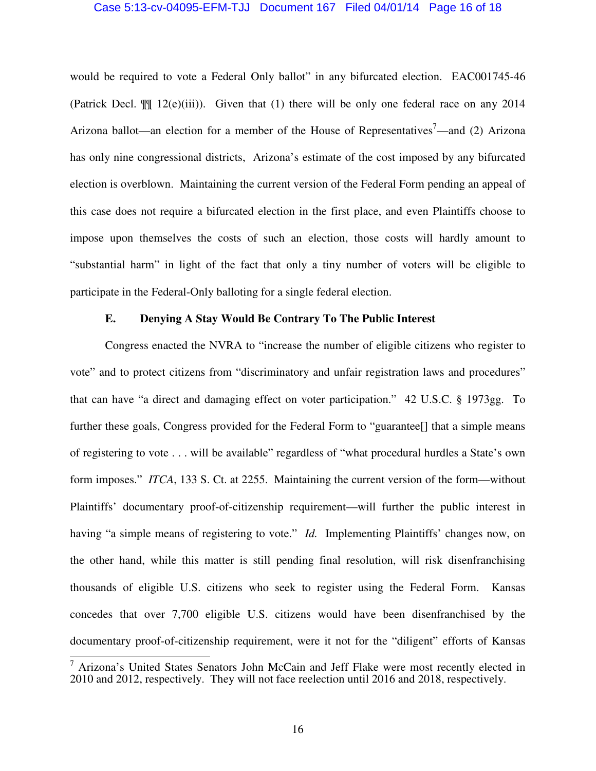would be required to vote a Federal Only ballot" in any bifurcated election. EAC001745-46 (Patrick Decl. ¶¶ 12(e)(iii)). Given that (1) there will be only one federal race on any 2014 Arizona ballot—an election for a member of the House of Representatives[7]—and (2) Arizona has only nine congressional districts, Arizona's estimate of the cost imposed by any bifurcated election is overblown. Maintaining the current version of the Federal Form pending an appeal of this case does not require a bifurcated election in the first place, and even Plaintiffs choose to impose upon themselves the costs of such an election, those costs will hardly amount to "substantial harm" in light of the fact that only a tiny number of voters will be eligible to participate in the Federal-Only balloting for a single federal election.

### E. Denying A Stay Would Be Contrary To The Public Interest

Congress enacted the NVRA to "increase the number of eligible citizens who register to vote" and to protect citizens from "discriminatory and unfair registration laws and procedures" that can have "a direct and damaging effect on voter participation." 42 U.S.C. § 1973gg. To further these goals, Congress provided for the Federal Form to "guarantee[] that a simple means of registering to vote . . . will be available" regardless of "what procedural hurdles a State's own form imposes." *ITCA*, 133 S. Ct. at 2255. Maintaining the current version of the form—without Plaintiffs' documentary proof-of-citizenship requirement—will further the public interest in having "a simple means of registering to vote." *Id.* Implementing Plaintiffs' changes now, on the other hand, while this matter is still pending final resolution, will risk disenfranchising thousands of eligible U.S. citizens who seek to register using the Federal Form. Kansas concedes that over 7,700 eligible U.S. citizens would have been disenfranchised by the documentary proof-of-citizenship requirement, were it not for the "diligent" efforts of Kansas

---

[7] Arizona's United States Senators John McCain and Jeff Flake were most recently elected in 2010 and 2012, respectively. They will not face reelection until 2016 and 2018, respectively.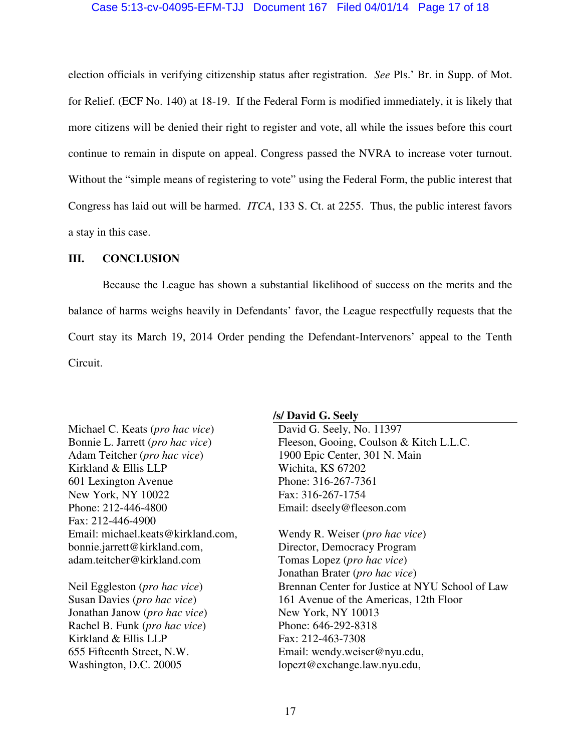election officials in verifying citizenship status after registration. *See* Pls.' Br. in Supp. of Mot. for Relief. (ECF No. 140) at 18-19. If the Federal Form is modified immediately, it is likely that more citizens will be denied their right to register and vote, all while the issues before this court continue to remain in dispute on appeal. Congress passed the NVRA to increase voter turnout. Without the "simple means of registering to vote" using the Federal Form, the public interest that Congress has laid out will be harmed. *ITCA*, 133 S. Ct. at 2255. Thus, the public interest favors a stay in this case.

## III. CONCLUSION

Because the League has shown a substantial likelihood of success on the merits and the balance of harms weighs heavily in Defendants' favor, the League respectfully requests that the Court stay its March 19, 2014 Order pending the Defendant-Intervenors' appeal to the Tenth Circuit.

**/s/ David G. Seely**
David G. Seely, No. 11397
Fleeson, Gooing, Coulson & Kitch L.L.C.
1900 Epic Center, 301 N. Main
Wichita, KS 67202
Phone: 316-267-7361
Fax: 316-267-1754
Email: dseely@fleeson.com

Wendy R. Weiser (*pro hac vice*)
Director, Democracy Program
Tomas Lopez (*pro hac vice*)
Jonathan Brater (*pro hac vice*)
Brennan Center for Justice at NYU School of Law
161 Avenue of the Americas, 12th Floor
New York, NY 10013
Phone: 646-292-8318
Fax: 212-463-7308
Email: wendy.weiser@nyu.edu,
lopezt@exchange.law.nyu.edu,

Michael C. Keats (*pro hac vice*)
Bonnie L. Jarrett (*pro hac vice*)
Adam Teitcher (*pro hac vice*)
Kirkland & Ellis LLP
601 Lexington Avenue
New York, NY 10022
Phone: 212-446-4800
Fax: 212-446-4900
Email: michael.keats@kirkland.com,
bonnie.jarrett@kirkland.com,
adam.teitcher@kirkland.com

Neil Eggleston (*pro hac vice*)
Susan Davies (*pro hac vice*)
Jonathan Janow (*pro hac vice*)
Rachel B. Funk (*pro hac vice*)
Kirkland & Ellis LLP
655 Fifteenth Street, N.W.
Washington, D.C. 20005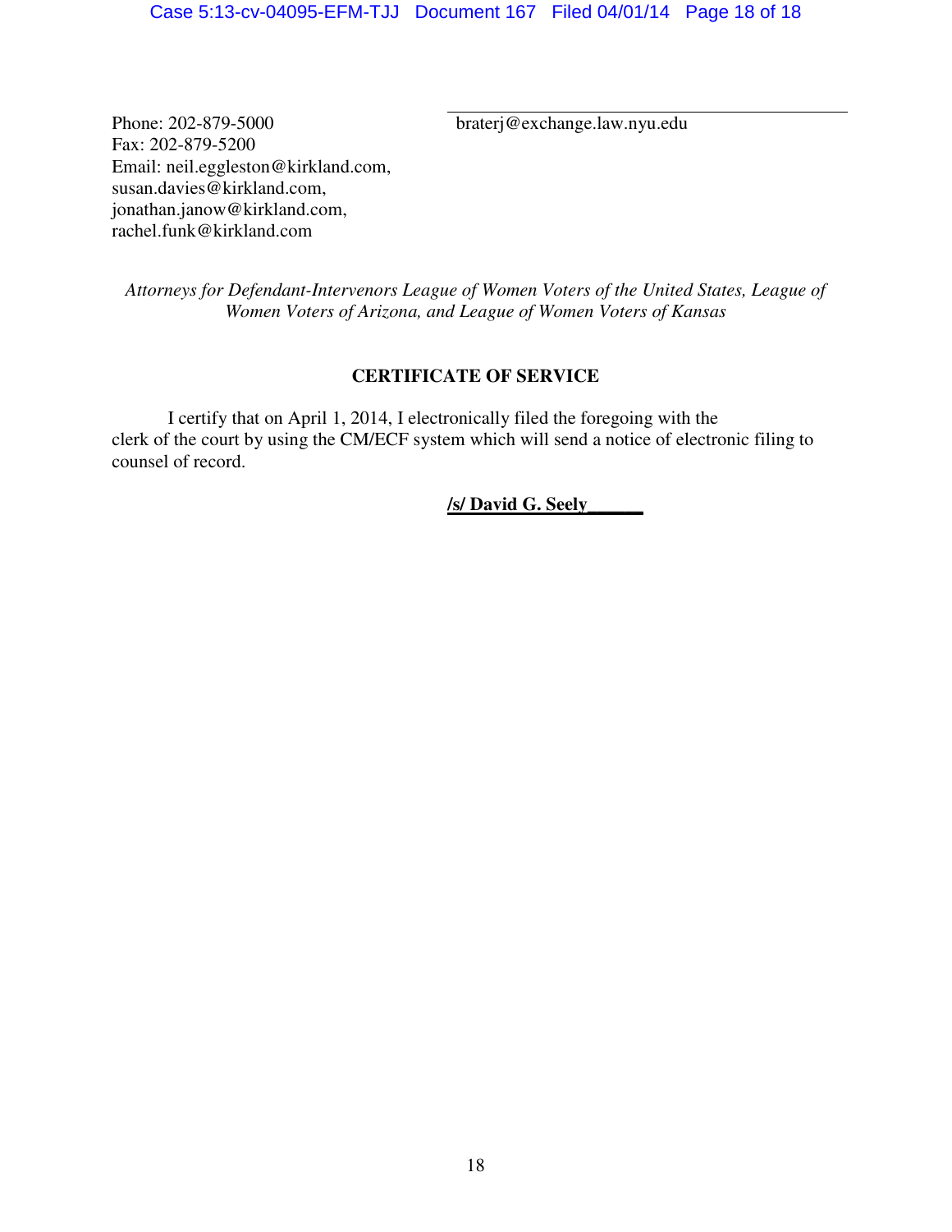Phone: 202-879-5000
Fax: 202-879-5200
Email: neil.eggleston@kirkland.com,
susan.davies@kirkland.com,
jonathan.janow@kirkland.com,
rachel.funk@kirkland.com

braterj@exchange.law.nyu.edu

*Attorneys for Defendant-Intervenors League of Women Voters of the United States, League of Women Voters of Arizona, and League of Women Voters of Kansas*

**CERTIFICATE OF SERVICE**

I certify that on April 1, 2014, I electronically filed the foregoing with the clerk of the court by using the CM/ECF system which will send a notice of electronic filing to counsel of record.

**/s/ David G. Seely______**